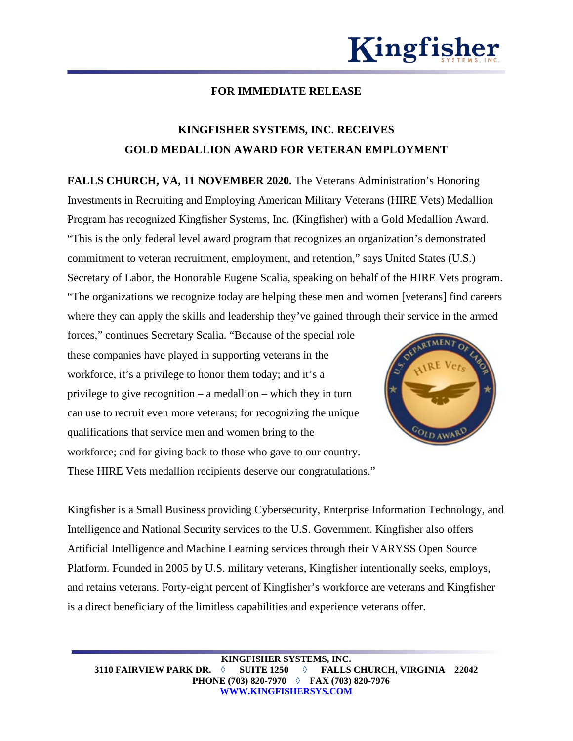**FOR IMMEDIATE RELEASE**

# KINGFISHER SYSTEMS, INC. RECEIVES GOLD MEDALLION AWARD FOR VETERAN EMPLOYMENT

**FALLS CHURCH, VA, 11 NOVEMBER 2020.** The Veterans Administration's Honoring Investments in Recruiting and Employing American Military Veterans (HIRE Vets) Medallion Program has recognized Kingfisher Systems, Inc. (Kingfisher) with a Gold Medallion Award. "This is the only federal level award program that recognizes an organization's demonstrated commitment to veteran recruitment, employment, and retention," says United States (U.S.) Secretary of Labor, the Honorable Eugene Scalia, speaking on behalf of the HIRE Vets program. "The organizations we recognize today are helping these men and women [veterans] find careers where they can apply the skills and leadership they've gained through their service in the armed forces," continues Secretary Scalia. "Because of the special role these companies have played in supporting veterans in the workforce, it's a privilege to honor them today; and it's a privilege to give recognition – a medallion – which they in turn can use to recruit even more veterans; for recognizing the unique qualifications that service men and women bring to the workforce; and for giving back to those who gave to our country. These HIRE Vets medallion recipients deserve our congratulations."

Kingfisher is a Small Business providing Cybersecurity, Enterprise Information Technology, and Intelligence and National Security services to the U.S. Government. Kingfisher also offers Artificial Intelligence and Machine Learning services through their VARYSS Open Source Platform. Founded in 2005 by U.S. military veterans, Kingfisher intentionally seeks, employs, and retains veterans. Forty-eight percent of Kingfisher's workforce are veterans and Kingfisher is a direct beneficiary of the limitless capabilities and experience veterans offer.

**KINGFISHER SYSTEMS, INC.**
**3110 FAIRVIEW PARK DR. ◊ SUITE 1250 ◊ FALLS CHURCH, VIRGINIA 22042**
**PHONE (703) 820-7970 ◊ FAX (703) 820-7976**
**WWW.KINGFISHERSYS.COM**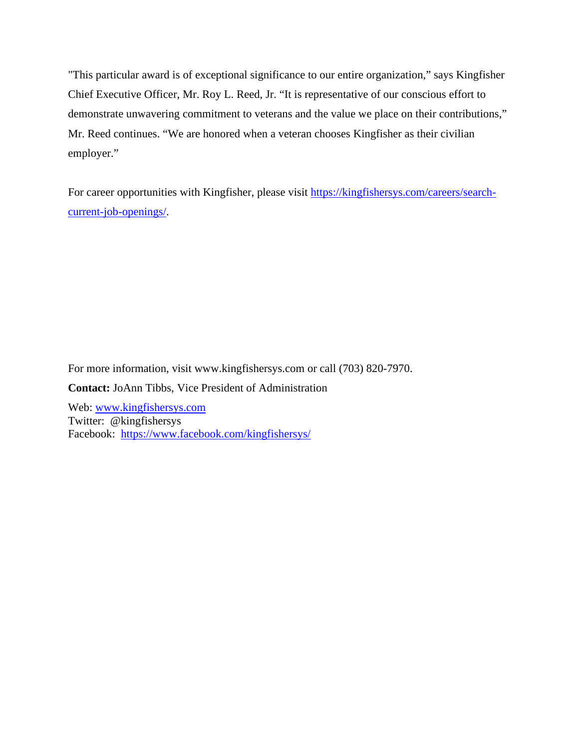"This particular award is of exceptional significance to our entire organization," says Kingfisher Chief Executive Officer, Mr. Roy L. Reed, Jr. "It is representative of our conscious effort to demonstrate unwavering commitment to veterans and the value we place on their contributions," Mr. Reed continues. "We are honored when a veteran chooses Kingfisher as their civilian employer."

For career opportunities with Kingfisher, please visit [https://kingfishersys.com/careers/search-current-job-openings/](https://kingfishersys.com/careers/search-current-job-openings/).

For more information, visit www.kingfishersys.com or call (703) 820-7970.

**Contact:** JoAnn Tibbs, Vice President of Administration

Web: [www.kingfishersys.com](http://www.kingfishersys.com)
Twitter: @kingfishersys
Facebook: [https://www.facebook.com/kingfishersys/](https://www.facebook.com/kingfishersys/)